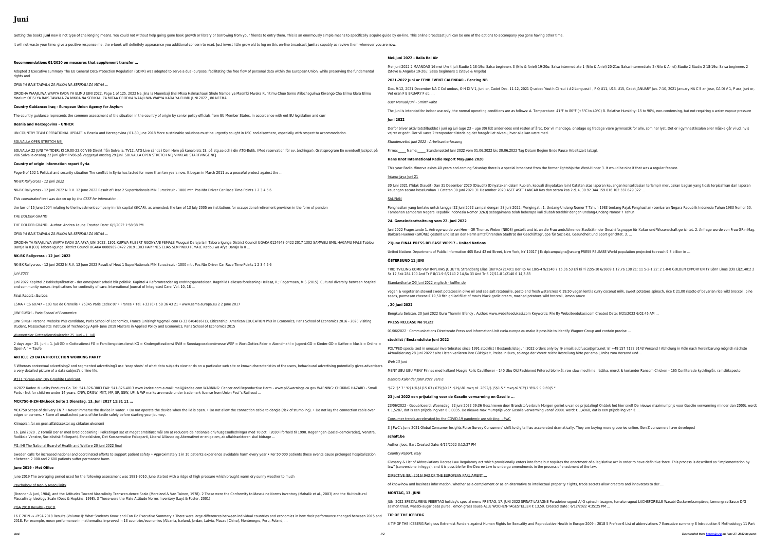# Juni

Getting the books **juni** now is not type of challenging means. You could not without help going gone book growth or library or borrowing from your friends to entry them. This is an enormously simple means to specifically acquire guide by on-line. This online broadcast juni can be one of the options to accompany you gone having other time.

It will not waste your time. give a positive response me, the e-book will definitely appearance you additional concern to read. Just invest little grow old to log on this on-line broadcast **juni** as capably as review them wherever you are now.

**Recommendations 01/2020 on measures that supplement transfer ...**

Adopted 3 Executive summary The EU General Data Protection Regulation (GDPR) was adopted to serve a dual-purpose: facilitating the free flow of personal data within the European Union, while preserving the fundamental rights and

*OFISI YA RAIS TAWALA ZA MIKOA NA SERIKALI ZA MITAA ...*

ORODHA WAAJILIWA WAPYA KADA YA ELIMU JUNI 2022. Page 1 of 125. 2022 Na. Jina la Muombaji Jinsi Mkoa Halmashauri Shule Namba ya Maombi Mwaka Kuhitimu Chuo Somo Aliilochaguliwa Kiwango Cha Elimu Idara Elimu Maalum OFISI YA RAIS TAWALA ZA MIKOA NA SERIKALI ZA MITAA ORODHA WAAJILIWA WAPYA KADA YA ELIMU JUNI 2022 , 80 NEEMA ...

**Country Guidance: Iraq - European Union Agency for Asylum**

The country guidance represents the common assessment of the situation in the country of origin by senior policy officials from EU Member States, in accordance with ent EU legislation and curr

**Bosnia and Herzegovina - UNHCR**

UN COUNTRY TEAM OPERATIONAL UPDATE > Bosnia and Herzegovina / 01-30 June 2018 More sustainable solutions must be urgently sought in USC and elsewhere, especially with respect to accommodation.

SOLVALLA OPEN STRETCH NEJ

SOLVALLA 22 JUNI TV-TIDER: Kl 19.00-22.00 V86 Direkt från Solvalla, TV12. ATG Live sänds i Com Hem på kanalplats 18, på atg.se och i din ATG-Butik. (Med reservation för ev. ändringar). Gratisprogram En eventuell Jackpot på V86 Solvalla onsdag 22 juni går till V86 på Vaggeryd onsdag 29 juni. SOLVALLA OPEN STRETCH NEJ VINKLAD STARTVINGE NEJ

**Country of origin information report Syria**

Page 6 of 102 1 Political and security situation The conflict in Syria has lasted for more than ten years now. It began in March 2011 as a peaceful protest against the ...

*NK-BK Rallycross - 12 juni 2022*

NK-BK Rallycross - 12 juni 2022 N.R.V. 12 June 2022 Result of Heat 2 SuperNationals MIN Eurocircuit - 1000 mtr. Pos Nbr Driver Car Race Time Points 1 2 3 4 5 6

*This coordinated text was drawn up by the CSSF for information ...*

the law of 15 June 2004 relating to the Investment company in risk capital (SICAR), as amended; the law of 13 July 2005 on institutions for occupational retirement provision in the form of pension

*THE DOLDER GRAND*

THE DOLDER GRAND . Author: Andrea.Laube Created Date: 6/5/2022 1:58:38 PM

*OFISI YA RAIS TAWALA ZA MIKOA NA SERIKALI ZA MITAA ...*

ORODHA YA WAAJILIWA WAPYA KADA ZA AFYA JUNI 2022, 1301 KURWA FILBERT NGONYANI FEMALE Muuguzi Daraja la II Tabora Igunga District Council UGAKA 0124948-0422 2017 1302 SAMWELI EMIL HAGAMU MALE Tabibu Daraja la II (CO) Tabora Igunga District Council UGAKA 0088989-0422 2019 1303 HAPPINES ELIAS SEMPINDU FEMALE Katibu wa Afya Daraja la II ...

**NK-BK Rallycross - 12 juni 2022**

NK-BK Rallycross - 12 juni 2022 N.R.V. 12 June 2022 Result of Heat 1 SuperNationals MIN Eurocircuit - 1000 mtr. Pos Nbr Driver Car Race Time Points 1 2 3 4 5 6

*juni 2022*

juni 2022 Kapittel 2 Bakkebyråkratiet - der emosjonelt arbeid blir politikk. Kapittel 4 Reformtrender og endringsparadokser. Ragnhild Hellesøs forelesning Hellesø, R.; Fagermoen, M.S.(2015). Cultural diversity between hospital and community nurses: implications for continuity of care. International Journal of Integrated Care, Vol. 10, 18 ...

Final Report - Europa

ESMA • CS 60747 – 103 rue de Grenelle • 75345 Paris Cedex 07 • France • Tel. +33 (0) 1 58 36 43 21 • www.esma.europa.eu 2 2 June 2017

*JUNI SINGH - Paris School of Economics*

JUNI SINGH Personal website PhD candidate, Paris School of Economics, France junisingh7@gmail.com (+33 640481671), Citizenship: American EDUCATION PhD in Economics, Paris School of Economics 2016 - 2020 Visiting student, Massachusetts Institute of Technology April- June 2019 Masters in Applied Policy and Economics, Paris School of Economics 2015

Wuppertaler Gottesdienstkalender 25. Juni – 1. Juli

2 days ago · 25. Juni – 1. Juli GD = Gottesdienst FG = Familiengottesdienst KG = Kindergottesdienst SVM = Sonntagvorabendmesse WGF = Wort-Gottes-Feier = Abendmahl = Jugend-GD = Kinder-GD = Kaffee = Musik = Online = Open-Air = Taufe

**ARTICLE 29 DATA PROTECTION WORKING PARTY**

5 Whereas contextual advertising2 and segmented advertising3 use 'snap shots' of what data subjects view or do on a particular web site or known characteristics of the users, behavioural advertising potentially gives advertisers a very detailed picture of a data subject's online life,

#231 "Greas-em" Dry Graphite Lubricant

©2022 Kadee ® uality Products Co. Tel: 541-826-3883 FAX: 541-826-4013 www.kadee.com e-mail: mail@kadee.com WARNING: Cancer and Reproductive Harm - www.p65warnings.ca.gov WARNING: CHOKING HAZARD - Small Parts - Not for children under 14 years. CNW, DRGW, MKT, MP, SP, SSW, UP, & WP marks are made under trademark license from Union Paci`c Railroad ...

**MCK750-B-ZH-EN.book Seite 1 Dienstag, 13. Juni 2017 11:31 11 ...**

MCK750 Scope of delivery EN 7 • Never immerse the device in water. • Do not operate the device when the lid is open. • Do not allow the connection cable to dangle (risk of stumbling). • Do not lay the connection cable over edges or corners. • Store all unattached parts of the kettle safely before starting your journey.

Klimaplan for en grøn affaldssektor og cirkulær økonomi

16. juni 2020 . 2 Formål Der er med bred opbakning i Folketinget sat et meget ambitiøst mål om at reducere de nationale drivhusgasudledninger med 70 pct. i 2030 i forhold til 1990. Regeringen (Social-demokratiet), Venstre, Radikale Venstre, Socialistisk Folkeparti, Enhedslisten, Det Kon-servative Folkeparti, Liberal Alliance og Alternativet er enige om, at affaldssektoren skal bidrage ...

M2: IHI The National Board of Health and Welfare 20 juni 2022 final

Sweden calls for increased national and coordinated efforts to support patient safety • Approximately 1 in 10 patients experience avoidable harm every year • For 50 000 patients these events cause prolonged hospitalization •Between 2 000 and 2 600 patients suffer permanent harm

**June 2019 - Met Office**

June 2019 The averaging period used for the following assessment was 1981-2010. June started with a ridge of high pressure which brought warm dry sunny weather to much

Psychology of Men & Masculinity

(Brannon & Juni, 1984), and the Attitudes Toward Masculinity Transcen-dence Scale (Moreland & Van Tuinen, 1978). 2 These were the Conformity to Masculine Norms Inventory (Mahalik et al., 2003) and the Multicultural Masculinity Ideology Scale (Doss & Hopkins, 1998). 3 These were the Male Attitude Norms Inventory (Luyt & Foster, 2001)

PISA 2018 Results - OECD

16 C 2019 -• -PISA 2018 Results (Volume I): What Students Know and Can Do Executive Summary • There were large differences between individual countries and economies in how their performance changed between 2015 and 2018. For example, mean performance in mathematics improved in 13 countries/economies (Albania, Iceland, Jordan, Latvia, Macao [China], Montenegro, Peru, Poland, ...

**Mei-juni 2022 - Baila Bel Air**

Mei-juni 2022 2 MAANDAG 16 mei t/m 4 juli Studio 1 18-19u: Salsa beginners 3 (Nilo & Aniel) 19-20u: Salsa intermediate 1 (Nilo & Aniel) 20-21u: Salsa intermediate 2 (Nilo & Aniel) Studio 2 Studio 2 18-19u: Salsa beginners 2 (Steve & Angela) 19-20u: Salsa beginners 1 (Steve & Angela)

**2021-2022 Juni or FENB EVENT CALENDAR - Fencing NB**

Dec. 9-12, 2021 December NA C Col umbus, O H DI V 1, Juni or, Cadet Dec. 11-12, 2021 Q uebec Yout h Ci rcui t #2 Longueui l , P Q U11, U13, U15, Cadet JANUARY Jan. 7-10, 2021 January NA C S an Jose, CA DI V 1, P ara, Juni or, Vet eran F E BRUARY F eb. ...

*User Manual Juni - Smirthwaite*

The Juni is intended for indoor use only, the normal operating conditions are as follows: A. Temperature: 41°F to 86°F (+5°C to 40°C) B. Relative Humidity: 15 to 90%, non-condensing, but not requiring a water vapour pressure

**Juni 2022**

Derfor bliver aktivitetstilbuddet i juni og juli (uge 23 – uge 30) lidt anderledes end resten af året. Der vil mandage, onsdage og fredage være gymnastik for alle, som har lyst. Det er i gymnastiksalen eller måske går vi ud, hvis vejret er godt. Der vil være 2 terapeuter tilstede og det foregår i et niveau, hvor alle kan være med.

*Stundenzettel Juni 2022 - Arbeitszeiterfassung*

Firma:_____ Name:_____ Stundenzettel Juni 2022 vom 01.06.2022 bis 30.06.2022 Tag Datum Beginn Ende Pause Arbeitszeit (abzgl.

**Hans Knot International Radio Report May-June 2020**

This year Radio Minerva exists 40 years and coming Saturday there is a special broadcast from the former lightship the West-Hinder 3. It would be nice if that was a regular feature.

Intanwijaya Juni 21

30 Juni 2021 (Tidak Diaudit) Dan 31 Desember 2020 (Diaudit) (Dinyatakan dalam Rupiah, kecuali dinyatakan lain) Catatan atas laporan keuangan konsolidasian terlampir merupakan bagian yang tidak terpisahkan dari laporan keuangan secara keseluruhan 1 Catatan 30 Juni 2021 31 Desember 2020 ASET ASET LANCAR Kas dan setara kas 2.d, 4, 30 92.344.159.016 102.337.629.322 ...

SALINAN

Penghasilan yang berlaku untuk tanggal 22 Juni 2022 sampai dengan 28 Juni 2022; Mengingat : 1. Undang-Undang Nomor 7 Tahun 1983 tentang Pajak Penghasilan (Lembaran Negara Republik Indonesia Tahun 1983 Nomor 50, Tambahan Lembaran Negara Republik Indonesia Nomor 3263) sebagaimana telah beberapa kali diubah terakhir dengan Undang-Undang Nomor 7 Tahun

**24. Gemeinderatssitzung vom 22. Juni 2022**

Juni 2022 Fragestunde 1. Anfrage wurde von Herrn GR Thomas Weber (NEOS) gestellt und ist an die Frau amtsführende Stadträtin der Geschäftsgruppe für Kultur und Wissenschaft gerichtet. 2. Anfrage wurde von Frau GRin Mag. Barbara Huemer (GRÜNE) gestellt und ist an den Herrn amtsführenden Stadtrat der Geschäftsgruppe für Soziales, Gesundheit und Sport gerichtet. 3. ...

**21June FINAL PRESS RELEASE WPP17 - United Nations**

United Nations Department of Public Information 405 East 42 nd Street, New York, NY 10017 | E: dpicampaigns@un.org PRESS RELEASE World population projected to reach 9.8 billion in ...

**ÖSTERSUND 11 JUNI**

TRIO TVILLING KOMB V&P IMPERIAS JULIETTE Strandberg Elias (Ber Ro) 2140:1 Ber Ro Ax 10/5-4 9/2140 7 16,0a 53 Eri Ki Ti 22/5-10 6/1609 1 12,7a 138 21: 11 5-2-1 22: 2 1-0-0 GOLDEN OPPORTUNITY Lönn Linus (Ols Li)2140:2 2 5s 12,5ak 284.100 And Tr F 8/11-9 6/2140 2 14,5a 33 And Tr S 27/11-8 1/2140 6 14,3 83

Standardkarte OG Juni 2022 englisch - kuffler.de

vegan & vegetarian stewed sweet potatoes in olive oil and sea salt ratatouille, pesto and fresh watercress € 19,50 vegan lentils curry coconut milk, sweet potatoes spinach, rice € 21,00 risotto of bavarian rice wild broccoli, pine seeds, parmesan cheese € 19,50 fish grilled fillet of trouts black garlic cream, mashed potatoes wild broccoli, lemon sauce

**, 20 Juni 2022**

Bengkulu Selatan, 20 Juni 2022 Guru Thamrin Efendy . Author: www.websiteedukasi.com Keywords: File By Websiteedukasi.com Created Date: 6/21/2022 6:02:45 AM ...

**PRESS RELEASE No 91/22**

01/06/2022 · Communications Directorate Press and Information Unit curia.europa.eu make it possible to identify Wagner Group and contain precise ...

**stocklist / Bestandsliste Juni 2022**

POLYPED specialized in unusual invertebrates since 1991 stocklist / Bestandsliste Juni 2022 orders only by @ email: subfusca@gmx.net ☏ +49 157 7172 9143 Versand / Abholung in Köln nach Vereinbarung möglich nächste Aktualisierung 28.juni 2022 / alte Listen verlieren ihre Gültigkeit, Preise in €uro, solange der Vorrat reicht Bestellung bitte per email, Infos zum Versand und ...

*Web 13 juni*

MENY UBU UBU MENY Finnes med kalkon! Hoagie Rolls Cauliflower – 140 Ubu Old Fashioned Friterad blomkål, raw slaw med lime, rättika, morot & koriander Ransom Chicken – 165 Confiterade kycklinglår, ramslökspesto,

*Dantoto Kalender JUNI 2022 vers E*

'$72 '$* 7 ' %$1(%$1(15 63 / 675($0 1* .$1$/-81 mxq ø² .2892/$ )5$1.5 * mxq ø² %2'(1 '8% 9 9 9 69/$ *

**23 juni 2022 een prijsdaling voor de Gasolie verwarming en Gasolie ...**

23/06/2022 · Gepubliceerd: Woensdag, 22 juni 2022 09:36 Geschreven door Brandstofverbruik Morgen geniet u van de prijsdaling! Ontdek het hier snel! De nieuwe maximumprijs voor Gasolie verwarming minder dan 2000L wordt € 1,5287, dat is een prijsdaling van € 0,0035. De nieuwe maximumprijs voor Gasolie verwarming vanaf 2000L wordt € 1,4968, dat is een prijsdaling van € ...

Consumer trends accelerated by the COVID-19 pandemic are sticking - PwC

3 | PwC's June 2021 Global Consumer Insights Pulse Survey Consumers' shift to digital has accelerated dramatically. They are buying more groceries online, Gen Z consumers have developed

**schaft.be**

Author: Joos, Bart Created Date: 6/17/2022 3:12:37 PM

*Country Report: Italy*

Glossary & List of Abbreviations Decree Law Regulatory act which provisionally enters into force but requires the enactment of a legislative act in order to have definitive force. This process is described as "implementation by law" (conversione in legge), and it is possible for the Decree Law to undergo amendments in the process of enactment of the law.

DIRECTIVE (EU) 2016/ 943 OF THE EUROPEAN PARLIAMENT ...

of know-how and business infor mation, whether as a complement or as an alternative to intellectual proper ty r ights, trade secrets allow creators and innovators to der ...

**MONTAG, 13. JUNI**

JUNI 2022 SPEZIALMENU FEIERTAG holiday's special menu FREITAG, 17. JUNI 2022 SPINAT-LASAGNE Paradeiserragout A/ G spinach-lasagne, tomato ragout LACHSFORELLE Wasabi-Zuckererbsenpüree, Lemongras-Sauce D/G salmon trout, wasabi-sugar peas puree, lemon grass sauce ALLE WOCHEN-TAGESTELLER € 13,50. Created Date : 6/12/2022 4:35:25 PM ...

**TIP OF THE ICEBERG**

4 TIP OF THE ICEBERG Religious Extremist Funders against Human Rights for Sexuality and Reproductive Health in Europe 2009 – 2018 5 Preface 6 List of abbreviations 7 Executive summary 8 Introduction 9 Methodology 11 Part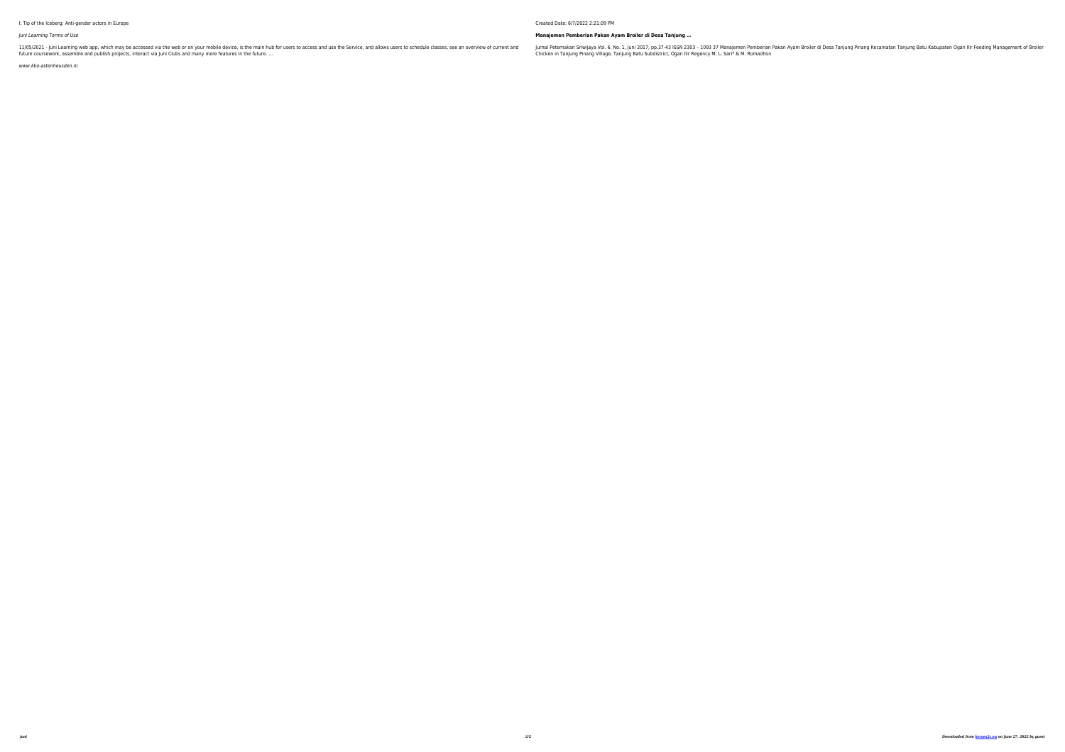I: Tip of the Iceberg: Anti-gender actors in Europe

*Juni Learning Terms of Use*

11/05/2021 · Juni Learning web app, which may be accessed via the web or on your mobile device, is the main hub for users to access and use the Service, and allows users to schedule classes, see an overview of current and future coursework, assemble and publish projects, interact via Juni Clubs and many more features in the future. …

*www.kbo-astenheusden.nl*

Created Date: 6/7/2022 2:21:09 PM

**Manajemen Pemberian Pakan Ayam Broiler di Desa Tanjung …**

Jurnal Peternakan Sriwijaya Vol. 6, No. 1, Juni 2017, pp.37-43 ISSN 2303 – 1093 37 Manajemen Pemberian Pakan Ayam Broiler di Desa Tanjung Pinang Kecamatan Tanjung Batu Kabupaten Ogan Ilir Feeding Management of Broiler Chicken in Tanjung Pinang Village, Tanjung Batu Subdistrict, Ogan Ilir Regency M. L. Sari* & M. Romadhon